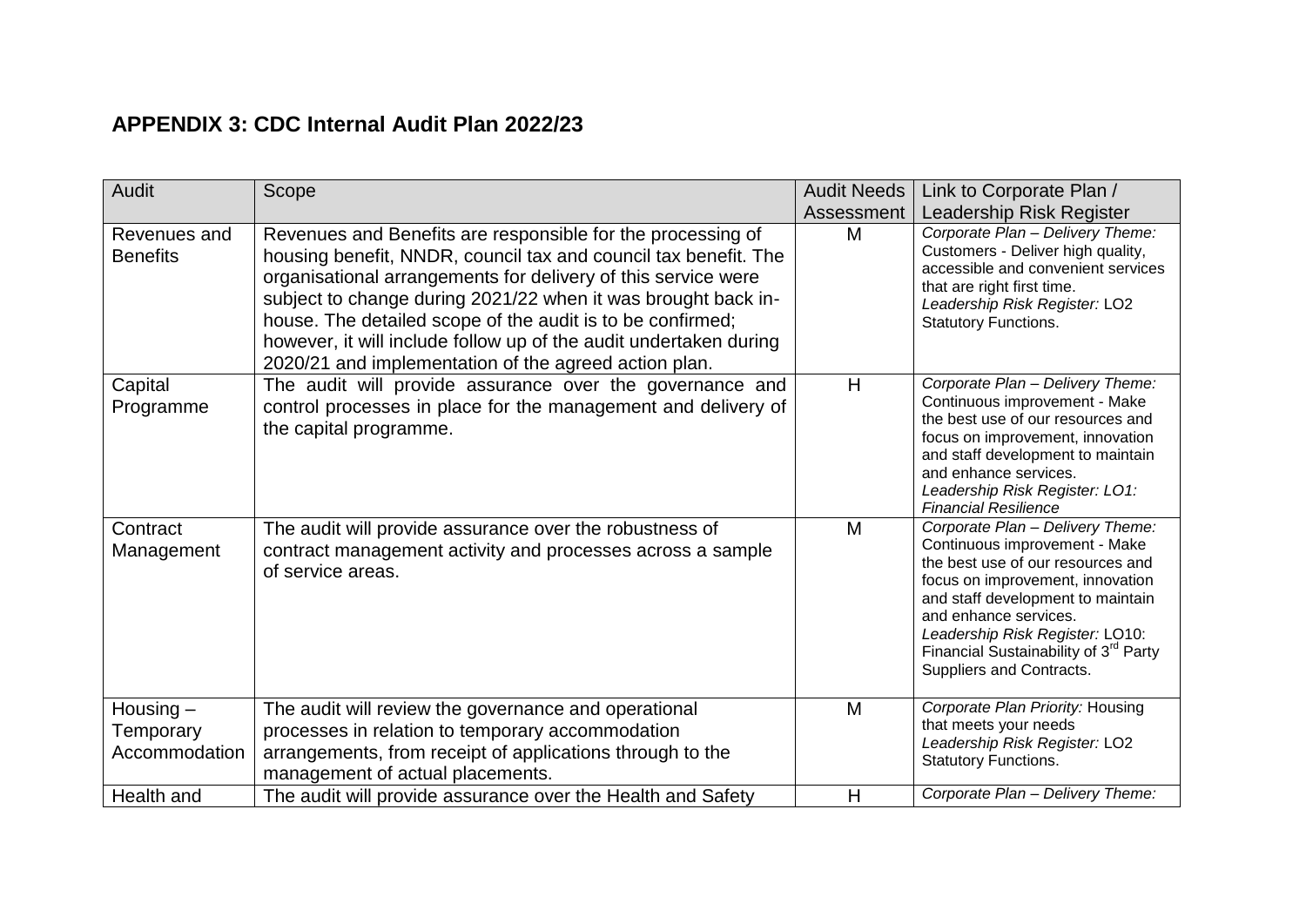## APPENDIX 3: CDC Internal Audit Plan 2022/23

| Audit | Scope | Audit Needs Assessment | Link to Corporate Plan / Leadership Risk Register |
|---|---|---|---|
| Revenues and Benefits | Revenues and Benefits are responsible for the processing of housing benefit, NNDR, council tax and council tax benefit. The organisational arrangements for delivery of this service were subject to change during 2021/22 when it was brought back in-house. The detailed scope of the audit is to be confirmed; however, it will include follow up of the audit undertaken during 2020/21 and implementation of the agreed action plan. | M | *Corporate Plan – Delivery Theme:* Customers - Deliver high quality, accessible and convenient services that are right first time. *Leadership Risk Register:* LO2 Statutory Functions. |
| Capital Programme | The audit will provide assurance over the governance and control processes in place for the management and delivery of the capital programme. | H | *Corporate Plan – Delivery Theme:* Continuous improvement - Make the best use of our resources and focus on improvement, innovation and staff development to maintain and enhance services. *Leadership Risk Register: LO1: Financial Resilience* |
| Contract Management | The audit will provide assurance over the robustness of contract management activity and processes across a sample of service areas. | M | *Corporate Plan – Delivery Theme:* Continuous improvement - Make the best use of our resources and focus on improvement, innovation and staff development to maintain and enhance services. *Leadership Risk Register:* LO10: Financial Sustainability of 3rd Party Suppliers and Contracts. |
| Housing – Temporary Accommodation | The audit will review the governance and operational processes in relation to temporary accommodation arrangements, from receipt of applications through to the management of actual placements. | M | *Corporate Plan Priority:* Housing that meets your needs *Leadership Risk Register:* LO2 Statutory Functions. |
| Health and | The audit will provide assurance over the Health and Safety | H | *Corporate Plan – Delivery Theme:* |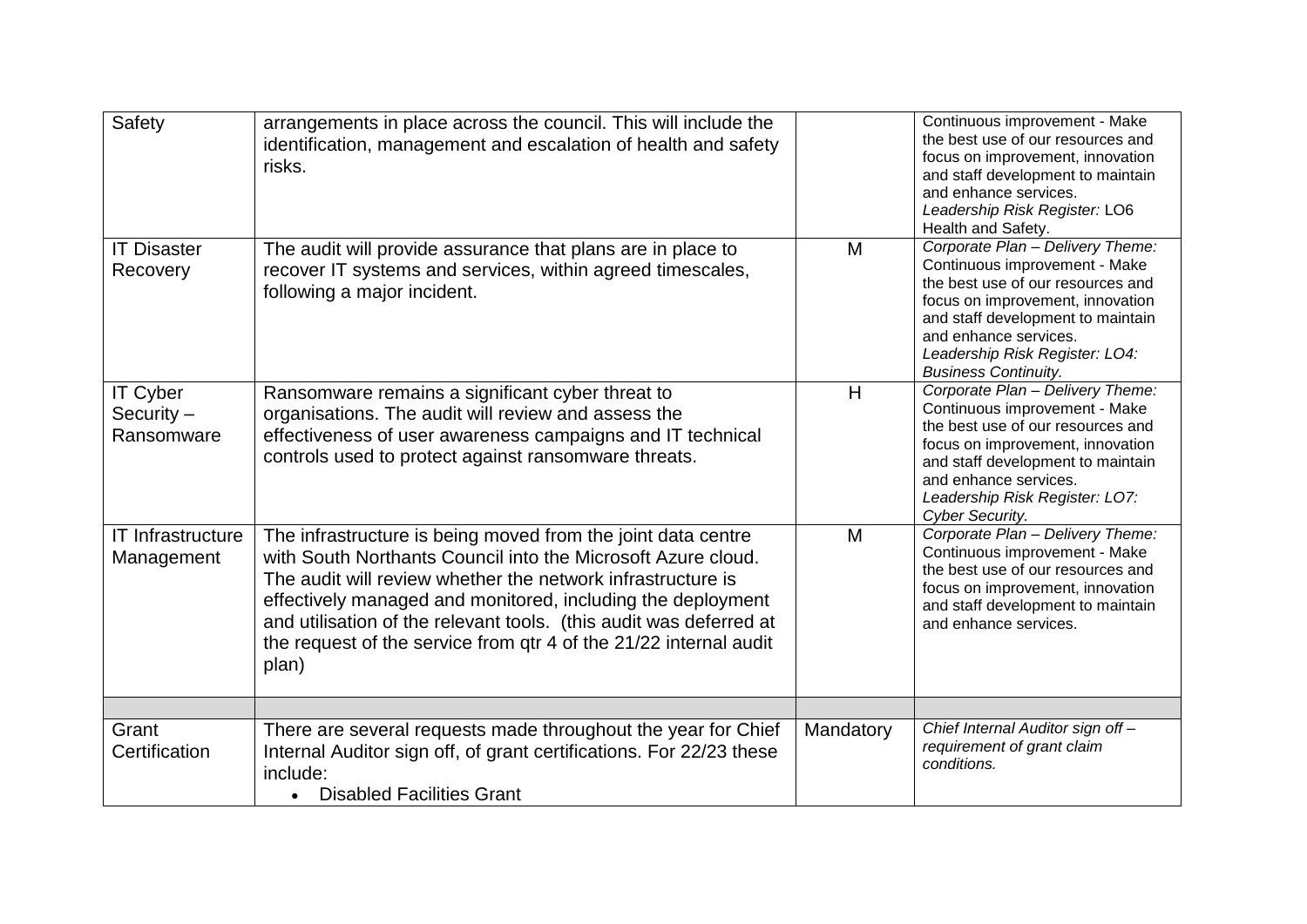| | | | |
|---|---|---|---|
| Safety | arrangements in place across the council. This will include the identification, management and escalation of health and safety risks. | | Continuous improvement - Make the best use of our resources and focus on improvement, innovation and staff development to maintain and enhance services. *Leadership Risk Register:* LO6 Health and Safety. |
| IT Disaster Recovery | The audit will provide assurance that plans are in place to recover IT systems and services, within agreed timescales, following a major incident. | M | *Corporate Plan – Delivery Theme:* Continuous improvement - Make the best use of our resources and focus on improvement, innovation and staff development to maintain and enhance services. *Leadership Risk Register: LO4: Business Continuity.* |
| IT Cyber Security – Ransomware | Ransomware remains a significant cyber threat to organisations. The audit will review and assess the effectiveness of user awareness campaigns and IT technical controls used to protect against ransomware threats. | H | *Corporate Plan – Delivery Theme:* Continuous improvement - Make the best use of our resources and focus on improvement, innovation and staff development to maintain and enhance services. *Leadership Risk Register: LO7: Cyber Security.* |
| IT Infrastructure Management | The infrastructure is being moved from the joint data centre with South Northants Council into the Microsoft Azure cloud. The audit will review whether the network infrastructure is effectively managed and monitored, including the deployment and utilisation of the relevant tools. (this audit was deferred at the request of the service from qtr 4 of the 21/22 internal audit plan) | M | *Corporate Plan – Delivery Theme:* Continuous improvement - Make the best use of our resources and focus on improvement, innovation and staff development to maintain and enhance services. |
| | | | |
| Grant Certification | There are several requests made throughout the year for Chief Internal Auditor sign off, of grant certifications. For 22/23 these include:<br>• Disabled Facilities Grant | Mandatory | *Chief Internal Auditor sign off – requirement of grant claim conditions.* |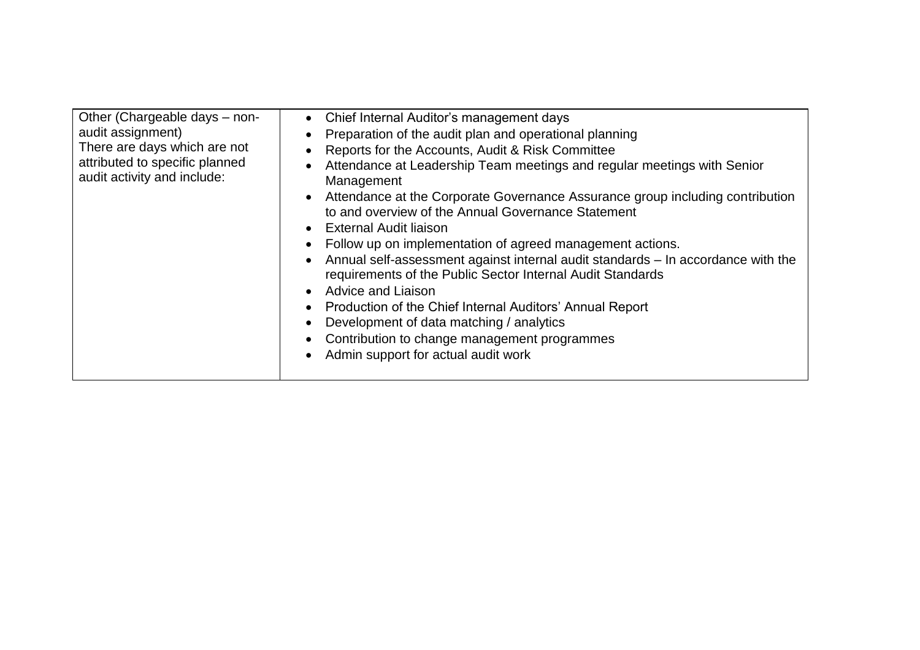| | |
|---|---|
| Other (Chargeable days – non-audit assignment)<br>There are days which are not attributed to specific planned audit activity and include: | • Chief Internal Auditor's management days<br>• Preparation of the audit plan and operational planning<br>• Reports for the Accounts, Audit & Risk Committee<br>• Attendance at Leadership Team meetings and regular meetings with Senior Management<br>• Attendance at the Corporate Governance Assurance group including contribution to and overview of the Annual Governance Statement<br>• External Audit liaison<br>• Follow up on implementation of agreed management actions.<br>• Annual self-assessment against internal audit standards – In accordance with the requirements of the Public Sector Internal Audit Standards<br>• Advice and Liaison<br>• Production of the Chief Internal Auditors' Annual Report<br>• Development of data matching / analytics<br>• Contribution to change management programmes<br>• Admin support for actual audit work |